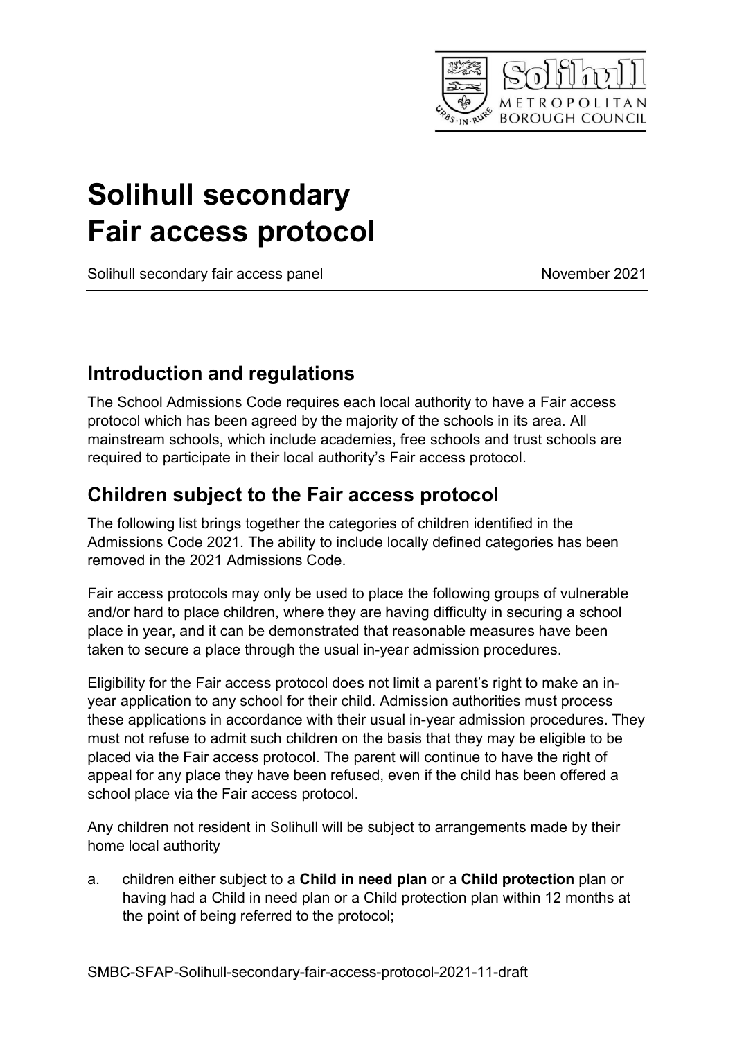# Solihull secondary Fair access protocol

Solihull secondary fair access panel November 2021

## Introduction and regulations

The School Admissions Code requires each local authority to have a Fair access protocol which has been agreed by the majority of the schools in its area. All mainstream schools, which include academies, free schools and trust schools are required to participate in their local authority's Fair access protocol.

## Children subject to the Fair access protocol

The following list brings together the categories of children identified in the Admissions Code 2021. The ability to include locally defined categories has been removed in the 2021 Admissions Code.

Fair access protocols may only be used to place the following groups of vulnerable and/or hard to place children, where they are having difficulty in securing a school place in year, and it can be demonstrated that reasonable measures have been taken to secure a place through the usual in-year admission procedures.

Eligibility for the Fair access protocol does not limit a parent's right to make an in-year application to any school for their child. Admission authorities must process these applications in accordance with their usual in-year admission procedures. They must not refuse to admit such children on the basis that they may be eligible to be placed via the Fair access protocol. The parent will continue to have the right of appeal for any place they have been refused, even if the child has been offered a school place via the Fair access protocol.

Any children not resident in Solihull will be subject to arrangements made by their home local authority

a. children either subject to a **Child in need plan** or a **Child protection** plan or having had a Child in need plan or a Child protection plan within 12 months at the point of being referred to the protocol;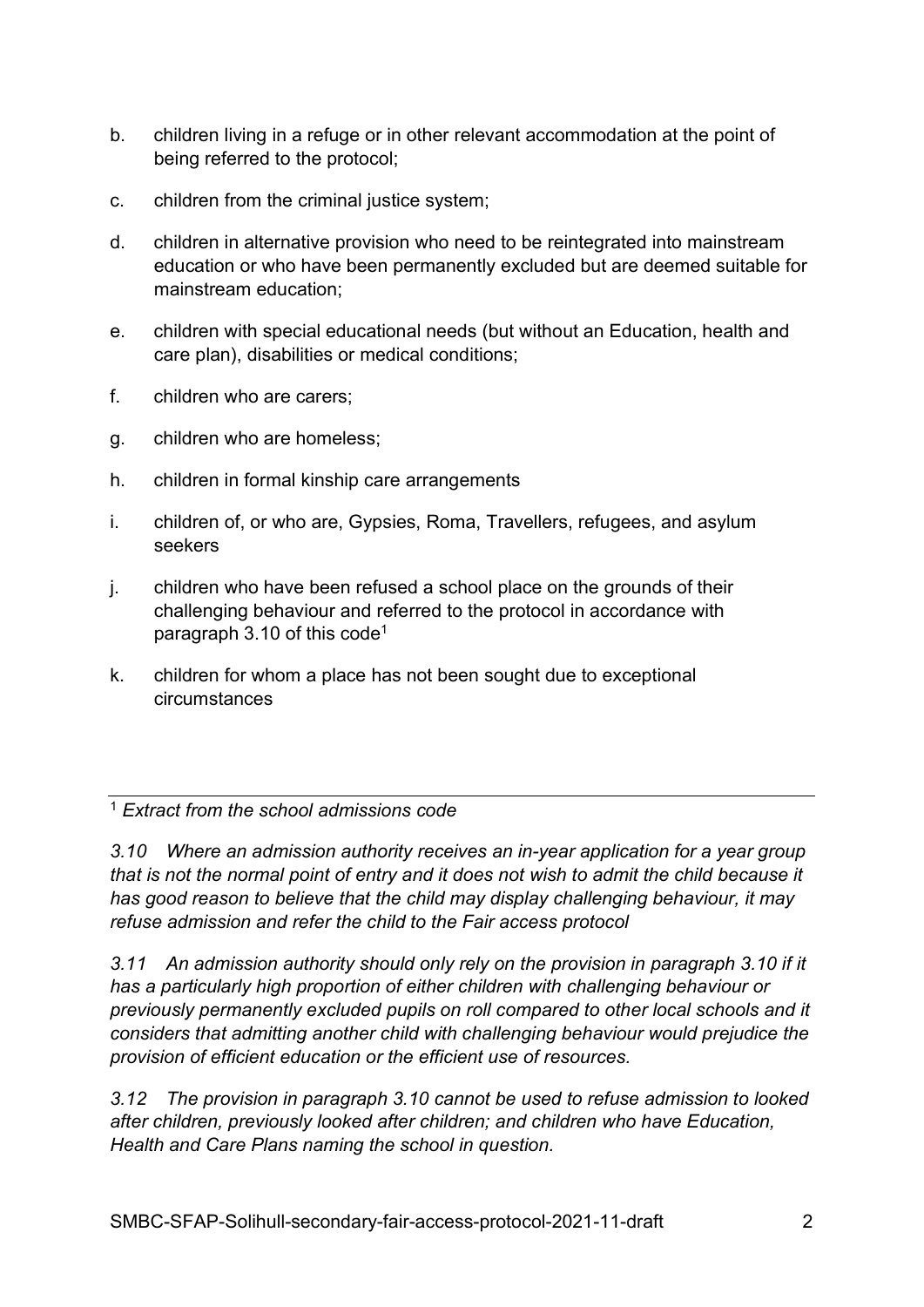b. children living in a refuge or in other relevant accommodation at the point of being referred to the protocol;

c. children from the criminal justice system;

d. children in alternative provision who need to be reintegrated into mainstream education or who have been permanently excluded but are deemed suitable for mainstream education;

e. children with special educational needs (but without an Education, health and care plan), disabilities or medical conditions;

f. children who are carers;

g. children who are homeless;

h. children in formal kinship care arrangements

i. children of, or who are, Gypsies, Roma, Travellers, refugees, and asylum seekers

j. children who have been refused a school place on the grounds of their challenging behaviour and referred to the protocol in accordance with paragraph 3.10 of this code[1]

k. children for whom a place has not been sought due to exceptional circumstances

---

[1] *Extract from the school admissions code*

*3.10 Where an admission authority receives an in-year application for a year group that is not the normal point of entry and it does not wish to admit the child because it has good reason to believe that the child may display challenging behaviour, it may refuse admission and refer the child to the Fair access protocol*

*3.11 An admission authority should only rely on the provision in paragraph 3.10 if it has a particularly high proportion of either children with challenging behaviour or previously permanently excluded pupils on roll compared to other local schools and it considers that admitting another child with challenging behaviour would prejudice the provision of efficient education or the efficient use of resources.*

*3.12 The provision in paragraph 3.10 cannot be used to refuse admission to looked after children, previously looked after children; and children who have Education, Health and Care Plans naming the school in question.*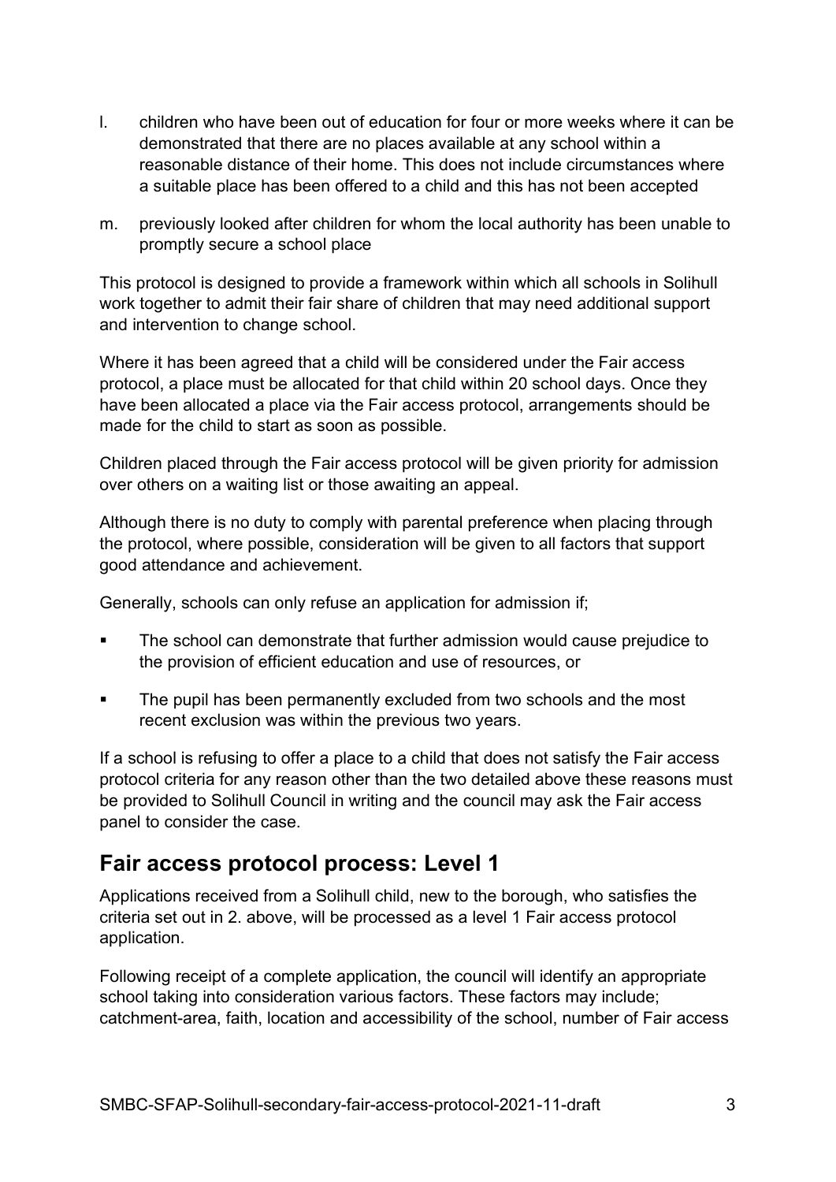l. children who have been out of education for four or more weeks where it can be demonstrated that there are no places available at any school within a reasonable distance of their home. This does not include circumstances where a suitable place has been offered to a child and this has not been accepted

m. previously looked after children for whom the local authority has been unable to promptly secure a school place

This protocol is designed to provide a framework within which all schools in Solihull work together to admit their fair share of children that may need additional support and intervention to change school.

Where it has been agreed that a child will be considered under the Fair access protocol, a place must be allocated for that child within 20 school days. Once they have been allocated a place via the Fair access protocol, arrangements should be made for the child to start as soon as possible.

Children placed through the Fair access protocol will be given priority for admission over others on a waiting list or those awaiting an appeal.

Although there is no duty to comply with parental preference when placing through the protocol, where possible, consideration will be given to all factors that support good attendance and achievement.

Generally, schools can only refuse an application for admission if;

- The school can demonstrate that further admission would cause prejudice to the provision of efficient education and use of resources, or
- The pupil has been permanently excluded from two schools and the most recent exclusion was within the previous two years.

If a school is refusing to offer a place to a child that does not satisfy the Fair access protocol criteria for any reason other than the two detailed above these reasons must be provided to Solihull Council in writing and the council may ask the Fair access panel to consider the case.

## Fair access protocol process: Level 1

Applications received from a Solihull child, new to the borough, who satisfies the criteria set out in 2. above, will be processed as a level 1 Fair access protocol application.

Following receipt of a complete application, the council will identify an appropriate school taking into consideration various factors. These factors may include; catchment-area, faith, location and accessibility of the school, number of Fair access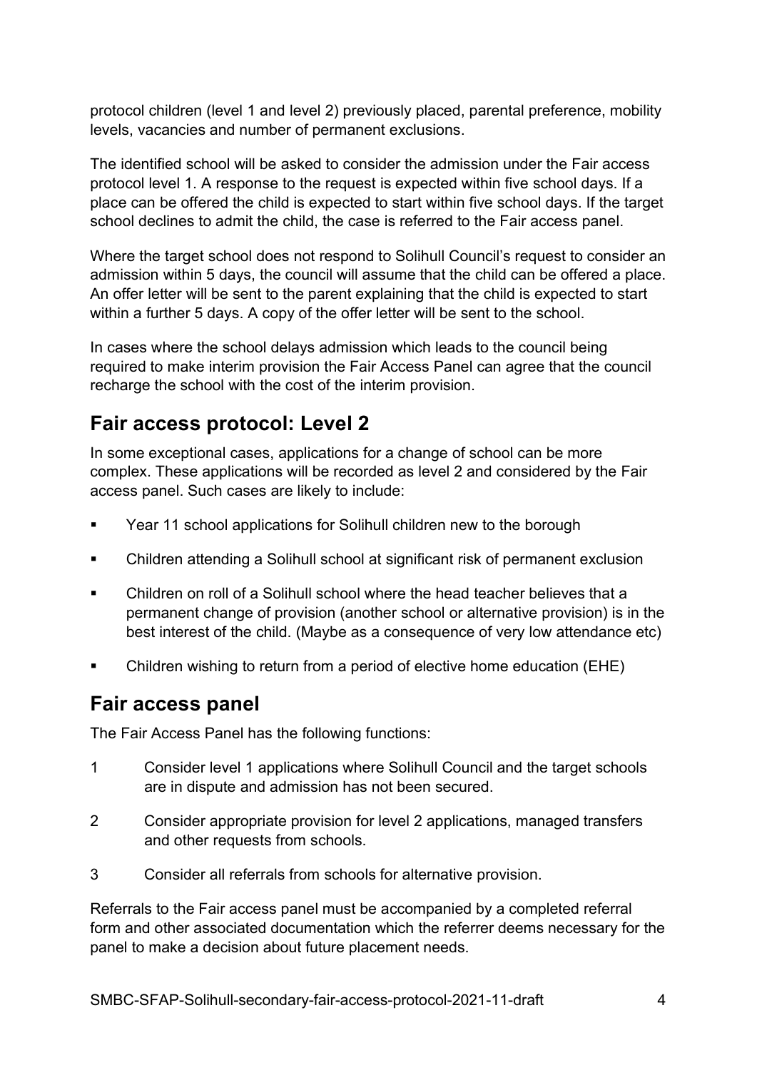protocol children (level 1 and level 2) previously placed, parental preference, mobility levels, vacancies and number of permanent exclusions.

The identified school will be asked to consider the admission under the Fair access protocol level 1. A response to the request is expected within five school days. If a place can be offered the child is expected to start within five school days. If the target school declines to admit the child, the case is referred to the Fair access panel.

Where the target school does not respond to Solihull Council's request to consider an admission within 5 days, the council will assume that the child can be offered a place. An offer letter will be sent to the parent explaining that the child is expected to start within a further 5 days. A copy of the offer letter will be sent to the school.

In cases where the school delays admission which leads to the council being required to make interim provision the Fair Access Panel can agree that the council recharge the school with the cost of the interim provision.

## Fair access protocol: Level 2

In some exceptional cases, applications for a change of school can be more complex. These applications will be recorded as level 2 and considered by the Fair access panel. Such cases are likely to include:

- Year 11 school applications for Solihull children new to the borough
- Children attending a Solihull school at significant risk of permanent exclusion
- Children on roll of a Solihull school where the head teacher believes that a permanent change of provision (another school or alternative provision) is in the best interest of the child. (Maybe as a consequence of very low attendance etc)
- Children wishing to return from a period of elective home education (EHE)

## Fair access panel

The Fair Access Panel has the following functions:

1. Consider level 1 applications where Solihull Council and the target schools are in dispute and admission has not been secured.
2. Consider appropriate provision for level 2 applications, managed transfers and other requests from schools.
3. Consider all referrals from schools for alternative provision.

Referrals to the Fair access panel must be accompanied by a completed referral form and other associated documentation which the referrer deems necessary for the panel to make a decision about future placement needs.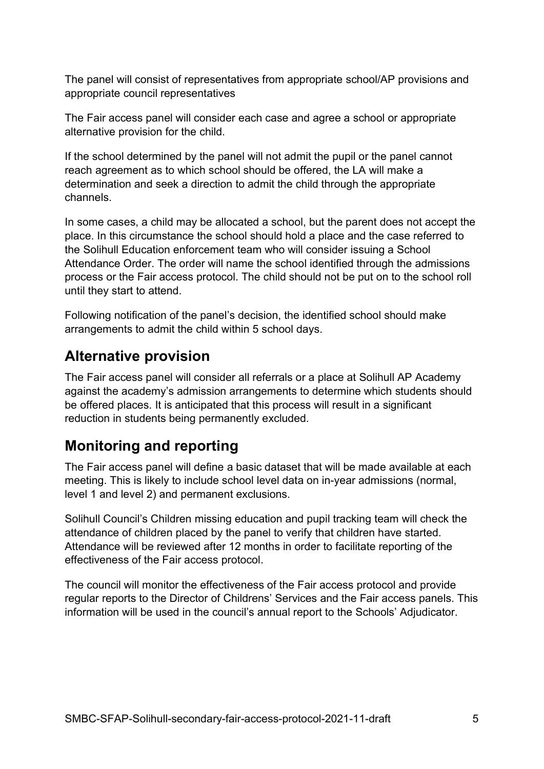The panel will consist of representatives from appropriate school/AP provisions and appropriate council representatives

The Fair access panel will consider each case and agree a school or appropriate alternative provision for the child.

If the school determined by the panel will not admit the pupil or the panel cannot reach agreement as to which school should be offered, the LA will make a determination and seek a direction to admit the child through the appropriate channels.

In some cases, a child may be allocated a school, but the parent does not accept the place. In this circumstance the school should hold a place and the case referred to the Solihull Education enforcement team who will consider issuing a School Attendance Order. The order will name the school identified through the admissions process or the Fair access protocol. The child should not be put on to the school roll until they start to attend.

Following notification of the panel's decision, the identified school should make arrangements to admit the child within 5 school days.

## Alternative provision

The Fair access panel will consider all referrals or a place at Solihull AP Academy against the academy's admission arrangements to determine which students should be offered places. It is anticipated that this process will result in a significant reduction in students being permanently excluded.

## Monitoring and reporting

The Fair access panel will define a basic dataset that will be made available at each meeting. This is likely to include school level data on in-year admissions (normal, level 1 and level 2) and permanent exclusions.

Solihull Council's Children missing education and pupil tracking team will check the attendance of children placed by the panel to verify that children have started. Attendance will be reviewed after 12 months in order to facilitate reporting of the effectiveness of the Fair access protocol.

The council will monitor the effectiveness of the Fair access protocol and provide regular reports to the Director of Childrens' Services and the Fair access panels. This information will be used in the council's annual report to the Schools' Adjudicator.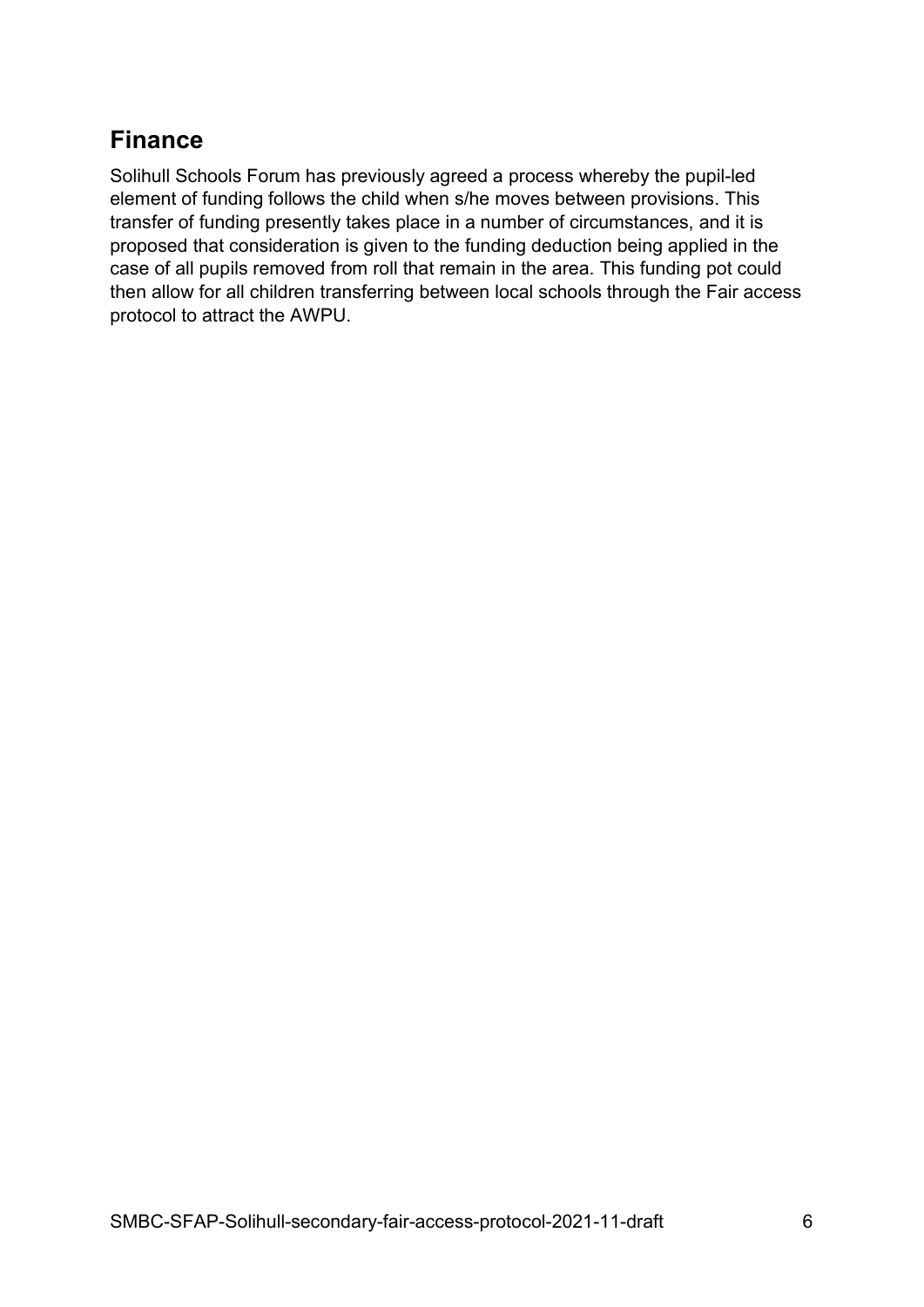## Finance

Solihull Schools Forum has previously agreed a process whereby the pupil-led element of funding follows the child when s/he moves between provisions. This transfer of funding presently takes place in a number of circumstances, and it is proposed that consideration is given to the funding deduction being applied in the case of all pupils removed from roll that remain in the area. This funding pot could then allow for all children transferring between local schools through the Fair access protocol to attract the AWPU.